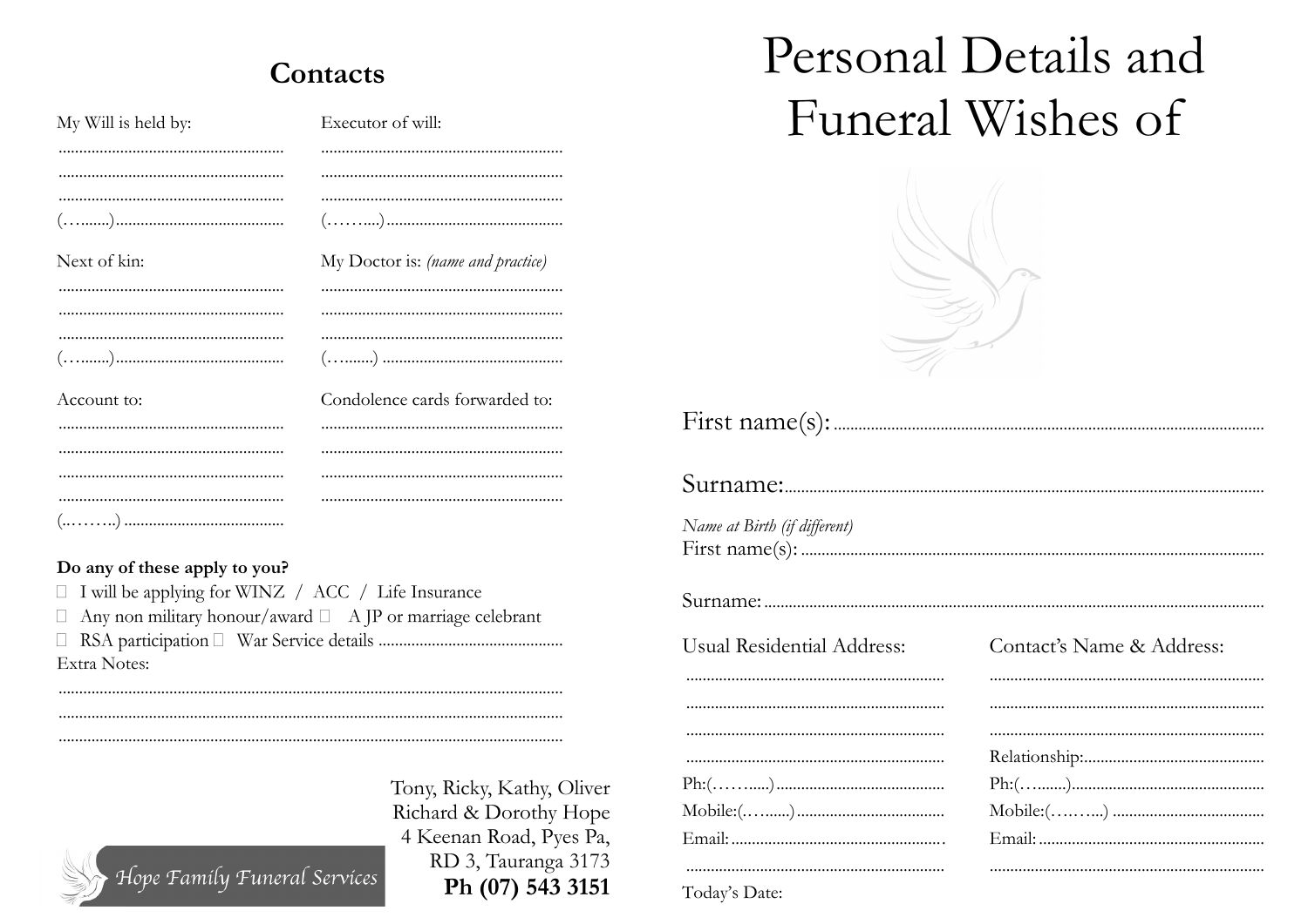## Contacts

My Will is held by:
.......................................................
.......................................................
.......................................................
(…......)..........................................

Executor of will:
.......................................................
.......................................................
.......................................................
(……....)..........................................

Next of kin:
.......................................................
.......................................................
.......................................................
(…......)..........................................

My Doctor is: *(name and practice)*
.......................................................
.......................................................
.......................................................
(….......) ..........................................

Account to:
.......................................................
.......................................................
.......................................................
.......................................................
(..……..) .......................................

Condolence cards forwarded to:
.......................................................
.......................................................
.......................................................
.......................................................

**Do any of these apply to you?**

- ☐ I will be applying for WINZ / ACC / Life Insurance
- ☐ Any non military honour/award ☐ A JP or marriage celebrant
- ☐ RSA participation ☐ War Service details ...........................................

Extra Notes:
..........................................................................................................................
..........................................................................................................................
..........................................................................................................................

Tony, Ricky, Kathy, Oliver
Richard & Dorothy Hope
4 Keenan Road, Pyes Pa,
RD 3, Tauranga 3173
**Ph (07) 543 3151**

Hope Family Funeral Services

# Personal Details and Funeral Wishes of

First name(s): .....................................................................................................

Surname: ..........................................................................................................

*Name at Birth (if different)*
First name(s): .....................................................................................................

Surname: ..........................................................................................................

Usual Residential Address:
..............................................................
..............................................................
..............................................................
..............................................................
Ph:(……....) ........................................
Mobile:(…......) ...................................
Email: ..................................................
..............................................................

Contact's Name & Address:
..............................................................
..............................................................
..............................................................
Relationship: ........................................
Ph:(….......) ...........................................
Mobile:(……...) ....................................
Email: ..................................................
..............................................................

Today's Date: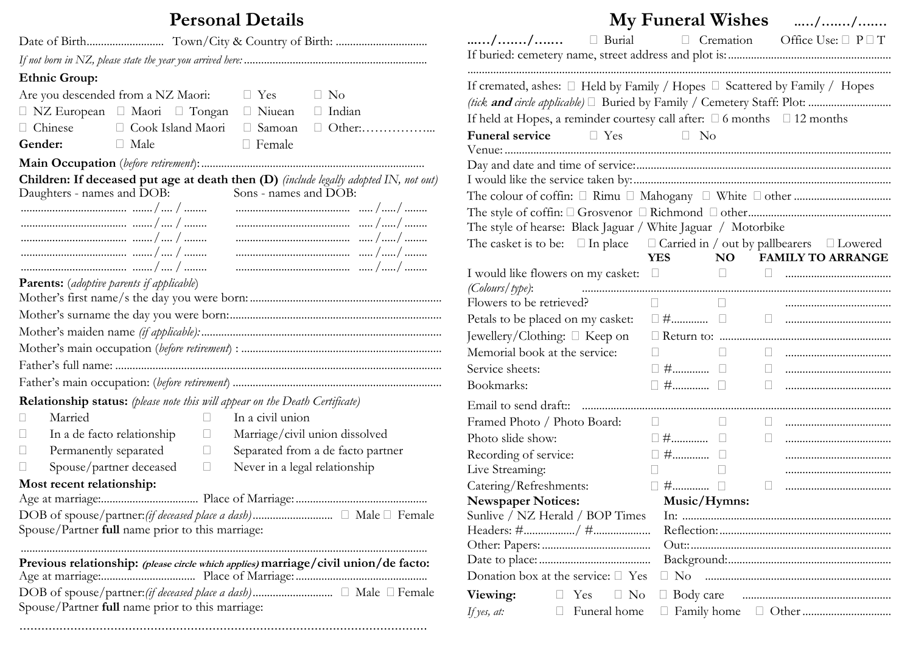## Personal Details

Date of Birth.......................... Town/City & Country of Birth: ...............................

*If not born in NZ, please state the year you arrived here:* ...............................................................

**Ethnic Group:**

Are you descended from a NZ Maori: ☐ Yes ☐ No

☐ NZ European ☐ Maori ☐ Tongan ☐ Niuean ☐ Indian

☐ Chinese ☐ Cook Island Maori ☐ Samoan ☐ Other:……………...

**Gender:** ☐ Male ☐ Female

**Main Occupation** (*before retirement*): ............................................................................

**Children: If deceased put age at death then (D)** *(include legally adopted IN, not out)*

| Daughters - names and DOB: | | Sons - names and DOB: | |
|---|---|---|---|
| .................................... | ......./.... / ........ | ....................................... | ..... /...../ ........ |
| .................................... | ......./.... / ........ | ....................................... | ..... /...../ ........ |
| .................................... | ......./.... / ........ | ....................................... | ..... /...../ ........ |
| .................................... | ......./.... / ........ | ....................................... | ..... /...../ ........ |
| .................................... | ......./.... / ........ | ....................................... | ..... /...../ ........ |

**Parents:** (*adoptive parents if applicable*)

Mother's first name/s the day you were born: ..................................................................

Mother's surname the day you were born:.........................................................................

Mother's maiden name *(if applicable)*: ................................................................................

Mother's main occupation (*before retirement*) : ..................................................................

Father's full name: ...............................................................................................................

Father's main occupation: (*before retirement*) ........................................................................

**Relationship status:** *(please note this will appear on the Death Certificate)*

☐ Married ☐ In a civil union

☐ In a de facto relationship ☐ Marriage/civil union dissolved

☐ Permanently separated ☐ Separated from a de facto partner

☐ Spouse/partner deceased ☐ Never in a legal relationship

**Most recent relationship:**

Age at marriage:................................. Place of Marriage: .............................................

DOB of spouse/partner:*(if deceased place a dash)*........................... ☐ Male ☐ Female

Spouse/Partner **full** name prior to this marriage:

..........................................................................................................................................

**Previous relationship:** ***(please circle which applies)*** **marriage/civil union/de facto:**

Age at marriage:................................ Place of Marriage: .............................................

DOB of spouse/partner:*(if deceased place a dash)*........................... ☐ Male ☐ Female

Spouse/Partner **full** name prior to this marriage:

……………………………………………………………………………………………

## My Funeral Wishes .…/……./…….

.…../……./……. ☐ Burial ☐ Cremation Office Use: ☐ P ☐ T

If buried: cemetery name, street address and plot is:........................................................

..........................................................................................................................................

If cremated, ashes: ☐ Held by Family / Hopes ☐ Scattered by Family / Hopes

*(tick **and** circle applicable)* ☐ Buried by Family / Cemetery Staff: Plot: ............................

If held at Hopes, a reminder courtesy call after: ☐ 6 months ☐ 12 months

**Funeral service** ☐ Yes ☐ No

Venue: ..................................................................................................................................

Day and date and time of service:........................................................................................

I would like the service taken by:.........................................................................................

The colour of coffin: ☐ Rimu ☐ Mahogany ☐ White ☐ other .................................

The style of coffin: ☐ Grosvenor ☐ Richmond ☐ other.................................................

The style of hearse: Black Jaguar / White Jaguar / Motorbike

The casket is to be: ☐ In place ☐ Carried in / out by pallbearers ☐ Lowered

| | YES | NO | FAMILY TO ARRANGE | |
|---|---|---|---|---|
| I would like flowers on my casket: | ☐ | ☐ | ☐ | .................................... |
| *(Colours/type)*: | ......................................................................................... | | | |
| Flowers to be retrieved? | ☐ | ☐ | | .................................... |
| Petals to be placed on my casket: | ☐ #............ | ☐ | ☐ | .................................... |
| Jewellery/Clothing: ☐ Keep on | ☐ Return to: | ........................................... | | |
| Memorial book at the service: | ☐ | ☐ | ☐ | .................................... |
| Service sheets: | ☐ #............ | ☐ | ☐ | .................................... |
| Bookmarks: | ☐ #............ | ☐ | ☐ | .................................... |
| Email to send draft:: | ........................................................................................... | | | |
| Framed Photo / Photo Board: | ☐ | ☐ | ☐ | .................................... |
| Photo slide show: | ☐ #............ | ☐ | ☐ | .................................... |
| Recording of service: | ☐ #............ | ☐ | | .................................... |
| Live Streaming: | ☐ | ☐ | | .................................... |
| Catering/Refreshments: | ☐ #............ | ☐ | ☐ | .................................... |

**Newspaper Notices:**

Sunlive / NZ Herald / BOP Times

Headers: #................../ #...................

Other: Papers: ...................................

Date to place: ......................................

**Music/Hymns:**

In: .......................................................

Reflection: ...........................................

Out:: .....................................................

Background: .........................................

Donation box at the service: ☐ Yes ☐ No ................................................................

**Viewing:** ☐ Yes ☐ No ☐ Body care ...................................

*If yes, at:* ☐ Funeral home ☐ Family home ☐ Other ...............................